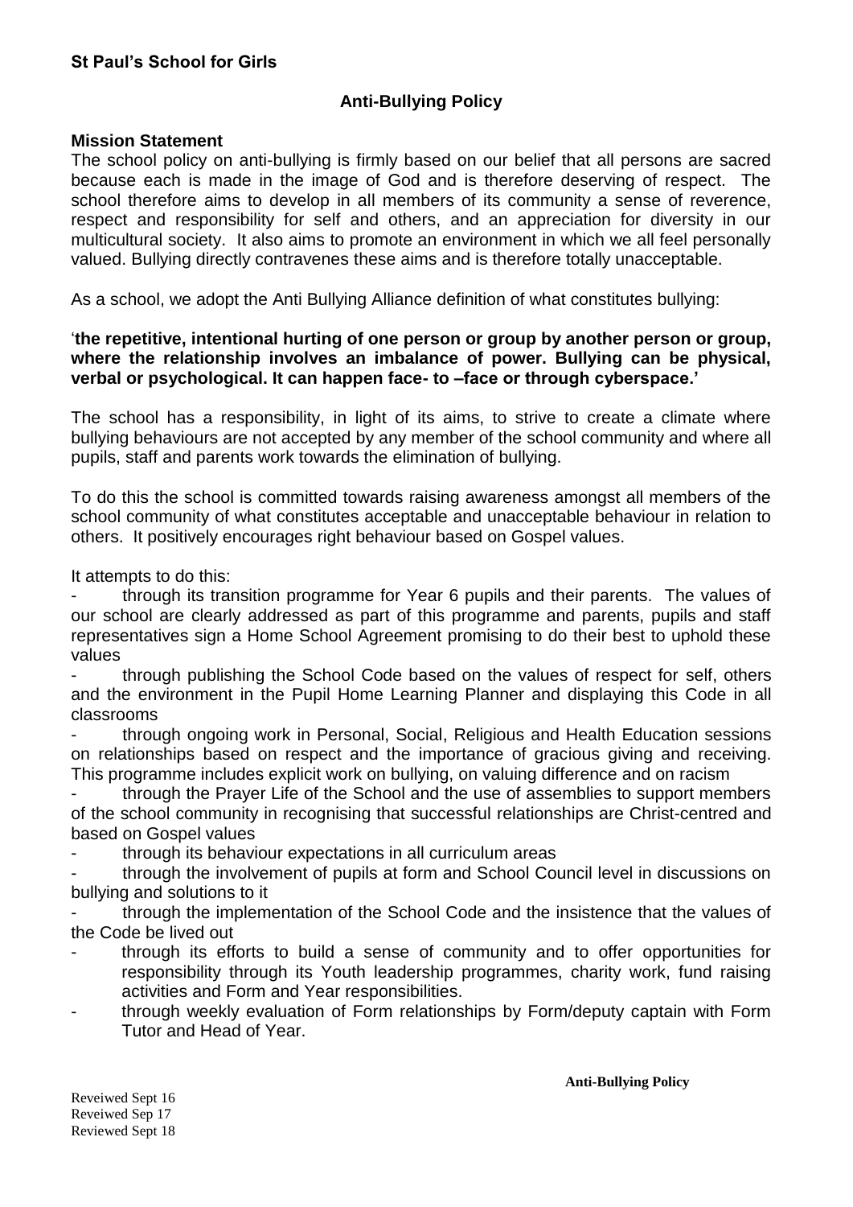**St Paul's School for Girls**

## Anti-Bullying Policy

**Mission Statement**

The school policy on anti-bullying is firmly based on our belief that all persons are sacred because each is made in the image of God and is therefore deserving of respect. The school therefore aims to develop in all members of its community a sense of reverence, respect and responsibility for self and others, and an appreciation for diversity in our multicultural society. It also aims to promote an environment in which we all feel personally valued. Bullying directly contravenes these aims and is therefore totally unacceptable.

As a school, we adopt the Anti Bullying Alliance definition of what constitutes bullying:

'**the repetitive, intentional hurting of one person or group by another person or group, where the relationship involves an imbalance of power. Bullying can be physical, verbal or psychological. It can happen face- to –face or through cyberspace.'**

The school has a responsibility, in light of its aims, to strive to create a climate where bullying behaviours are not accepted by any member of the school community and where all pupils, staff and parents work towards the elimination of bullying.

To do this the school is committed towards raising awareness amongst all members of the school community of what constitutes acceptable and unacceptable behaviour in relation to others. It positively encourages right behaviour based on Gospel values.

It attempts to do this:

- through its transition programme for Year 6 pupils and their parents. The values of our school are clearly addressed as part of this programme and parents, pupils and staff representatives sign a Home School Agreement promising to do their best to uphold these values
- through publishing the School Code based on the values of respect for self, others and the environment in the Pupil Home Learning Planner and displaying this Code in all classrooms
- through ongoing work in Personal, Social, Religious and Health Education sessions on relationships based on respect and the importance of gracious giving and receiving. This programme includes explicit work on bullying, on valuing difference and on racism
- through the Prayer Life of the School and the use of assemblies to support members of the school community in recognising that successful relationships are Christ-centred and based on Gospel values
- through its behaviour expectations in all curriculum areas
- through the involvement of pupils at form and School Council level in discussions on bullying and solutions to it
- through the implementation of the School Code and the insistence that the values of the Code be lived out
- through its efforts to build a sense of community and to offer opportunities for responsibility through its Youth leadership programmes, charity work, fund raising activities and Form and Year responsibilities.
- through weekly evaluation of Form relationships by Form/deputy captain with Form Tutor and Head of Year.

Reveiwed Sept 16
Reveiwed Sep 17
Reviewed Sept 18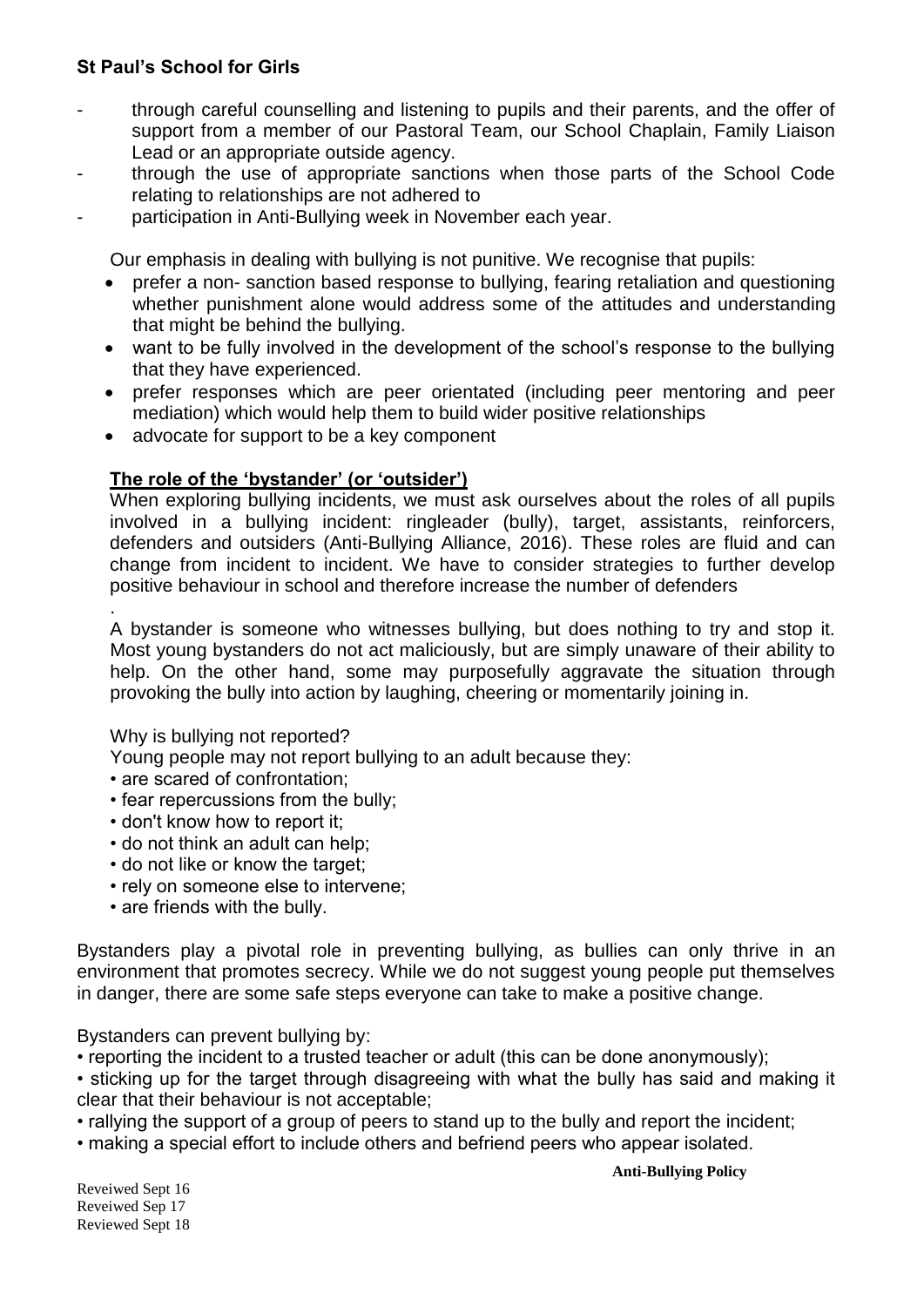- through careful counselling and listening to pupils and their parents, and the offer of support from a member of our Pastoral Team, our School Chaplain, Family Liaison Lead or an appropriate outside agency.
- through the use of appropriate sanctions when those parts of the School Code relating to relationships are not adhered to
- participation in Anti-Bullying week in November each year.

Our emphasis in dealing with bullying is not punitive. We recognise that pupils:

- prefer a non- sanction based response to bullying, fearing retaliation and questioning whether punishment alone would address some of the attitudes and understanding that might be behind the bullying.
- want to be fully involved in the development of the school's response to the bullying that they have experienced.
- prefer responses which are peer orientated (including peer mentoring and peer mediation) which would help them to build wider positive relationships
- advocate for support to be a key component

**<u>The role of the 'bystander' (or 'outsider')</u>**

When exploring bullying incidents, we must ask ourselves about the roles of all pupils involved in a bullying incident: ringleader (bully), target, assistants, reinforcers, defenders and outsiders (Anti-Bullying Alliance, 2016). These roles are fluid and can change from incident to incident. We have to consider strategies to further develop positive behaviour in school and therefore increase the number of defenders

.

A bystander is someone who witnesses bullying, but does nothing to try and stop it. Most young bystanders do not act maliciously, but are simply unaware of their ability to help. On the other hand, some may purposefully aggravate the situation through provoking the bully into action by laughing, cheering or momentarily joining in.

Why is bullying not reported?

Young people may not report bullying to an adult because they:

- are scared of confrontation;
- fear repercussions from the bully;
- don't know how to report it;
- do not think an adult can help;
- do not like or know the target;
- rely on someone else to intervene;
- are friends with the bully.

Bystanders play a pivotal role in preventing bullying, as bullies can only thrive in an environment that promotes secrecy. While we do not suggest young people put themselves in danger, there are some safe steps everyone can take to make a positive change.

Bystanders can prevent bullying by:

- reporting the incident to a trusted teacher or adult (this can be done anonymously);
- sticking up for the target through disagreeing with what the bully has said and making it clear that their behaviour is not acceptable;
- rallying the support of a group of peers to stand up to the bully and report the incident;
- making a special effort to include others and befriend peers who appear isolated.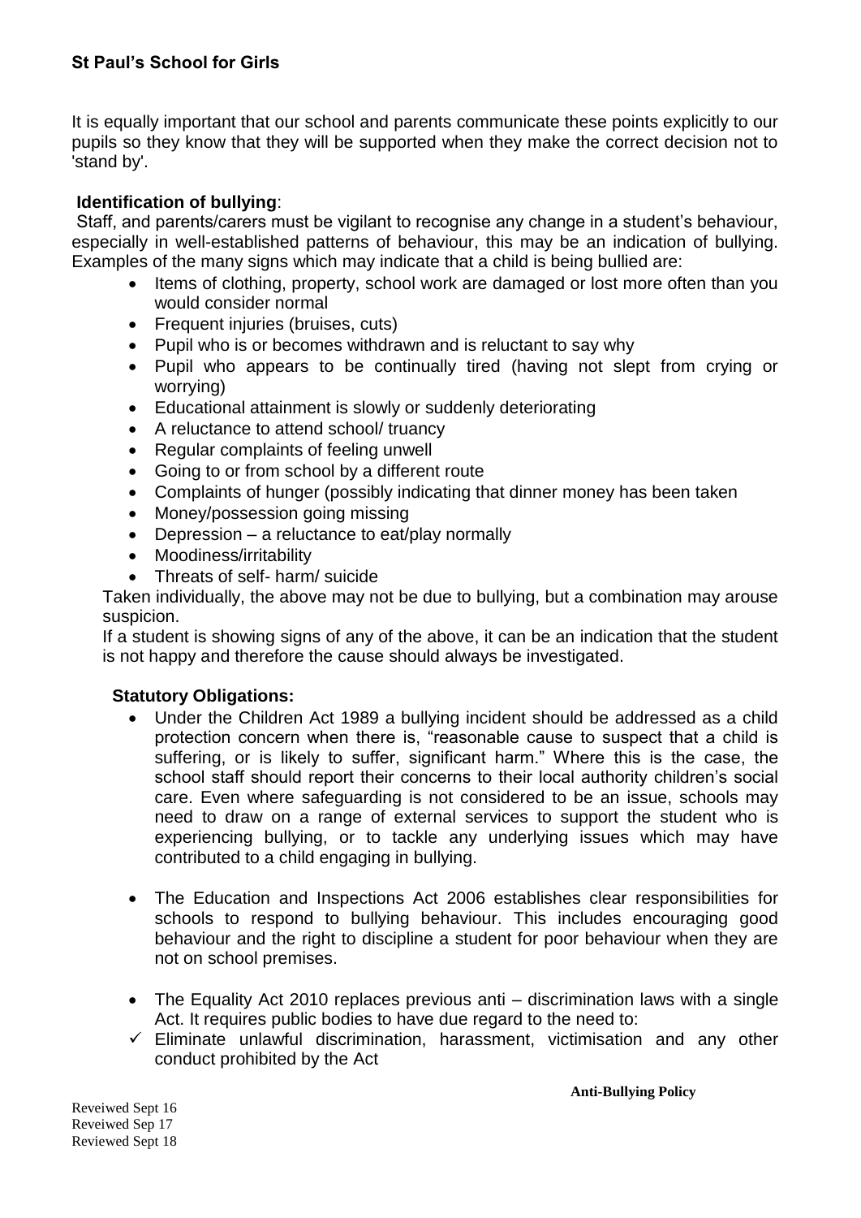It is equally important that our school and parents communicate these points explicitly to our pupils so they know that they will be supported when they make the correct decision not to 'stand by'.

**Identification of bullying**:

Staff, and parents/carers must be vigilant to recognise any change in a student's behaviour, especially in well-established patterns of behaviour, this may be an indication of bullying. Examples of the many signs which may indicate that a child is being bullied are:

- Items of clothing, property, school work are damaged or lost more often than you would consider normal
- Frequent injuries (bruises, cuts)
- Pupil who is or becomes withdrawn and is reluctant to say why
- Pupil who appears to be continually tired (having not slept from crying or worrying)
- Educational attainment is slowly or suddenly deteriorating
- A reluctance to attend school/ truancy
- Regular complaints of feeling unwell
- Going to or from school by a different route
- Complaints of hunger (possibly indicating that dinner money has been taken
- Money/possession going missing
- Depression – a reluctance to eat/play normally
- Moodiness/irritability
- Threats of self- harm/ suicide

Taken individually, the above may not be due to bullying, but a combination may arouse suspicion.

If a student is showing signs of any of the above, it can be an indication that the student is not happy and therefore the cause should always be investigated.

**Statutory Obligations:**

- Under the Children Act 1989 a bullying incident should be addressed as a child protection concern when there is, "reasonable cause to suspect that a child is suffering, or is likely to suffer, significant harm." Where this is the case, the school staff should report their concerns to their local authority children's social care. Even where safeguarding is not considered to be an issue, schools may need to draw on a range of external services to support the student who is experiencing bullying, or to tackle any underlying issues which may have contributed to a child engaging in bullying.

- The Education and Inspections Act 2006 establishes clear responsibilities for schools to respond to bullying behaviour. This includes encouraging good behaviour and the right to discipline a student for poor behaviour when they are not on school premises.

- The Equality Act 2010 replaces previous anti – discrimination laws with a single Act. It requires public bodies to have due regard to the need to:

- ✓ Eliminate unlawful discrimination, harassment, victimisation and any other conduct prohibited by the Act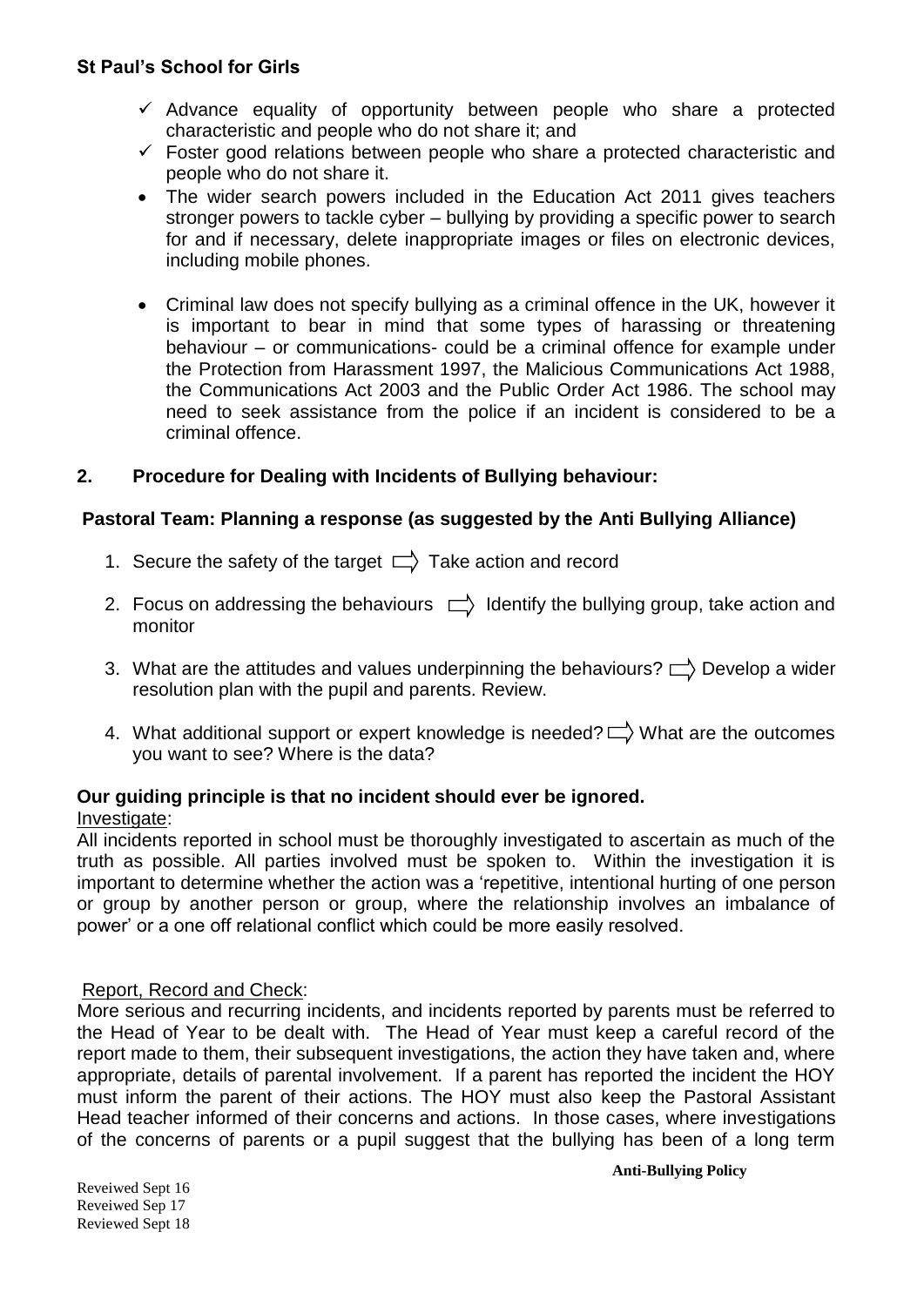- ✓ Advance equality of opportunity between people who share a protected characteristic and people who do not share it; and
- ✓ Foster good relations between people who share a protected characteristic and people who do not share it.

- The wider search powers included in the Education Act 2011 gives teachers stronger powers to tackle cyber – bullying by providing a specific power to search for and if necessary, delete inappropriate images or files on electronic devices, including mobile phones.

- Criminal law does not specify bullying as a criminal offence in the UK, however it is important to bear in mind that some types of harassing or threatening behaviour – or communications- could be a criminal offence for example under the Protection from Harassment 1997, the Malicious Communications Act 1988, the Communications Act 2003 and the Public Order Act 1986. The school may need to seek assistance from the police if an incident is considered to be a criminal offence.

## 2. Procedure for Dealing with Incidents of Bullying behaviour:

**Pastoral Team: Planning a response (as suggested by the Anti Bullying Alliance)**

1. Secure the safety of the target ⇨ Take action and record
2. Focus on addressing the behaviours ⇨ Identify the bullying group, take action and monitor
3. What are the attitudes and values underpinning the behaviours? ⇨ Develop a wider resolution plan with the pupil and parents. Review.
4. What additional support or expert knowledge is needed? ⇨ What are the outcomes you want to see? Where is the data?

**Our guiding principle is that no incident should ever be ignored.**

Investigate:

All incidents reported in school must be thoroughly investigated to ascertain as much of the truth as possible. All parties involved must be spoken to. Within the investigation it is important to determine whether the action was a 'repetitive, intentional hurting of one person or group by another person or group, where the relationship involves an imbalance of power' or a one off relational conflict which could be more easily resolved.

Report, Record and Check:

More serious and recurring incidents, and incidents reported by parents must be referred to the Head of Year to be dealt with. The Head of Year must keep a careful record of the report made to them, their subsequent investigations, the action they have taken and, where appropriate, details of parental involvement. If a parent has reported the incident the HOY must inform the parent of their actions. The HOY must also keep the Pastoral Assistant Head teacher informed of their concerns and actions. In those cases, where investigations of the concerns of parents or a pupil suggest that the bullying has been of a long term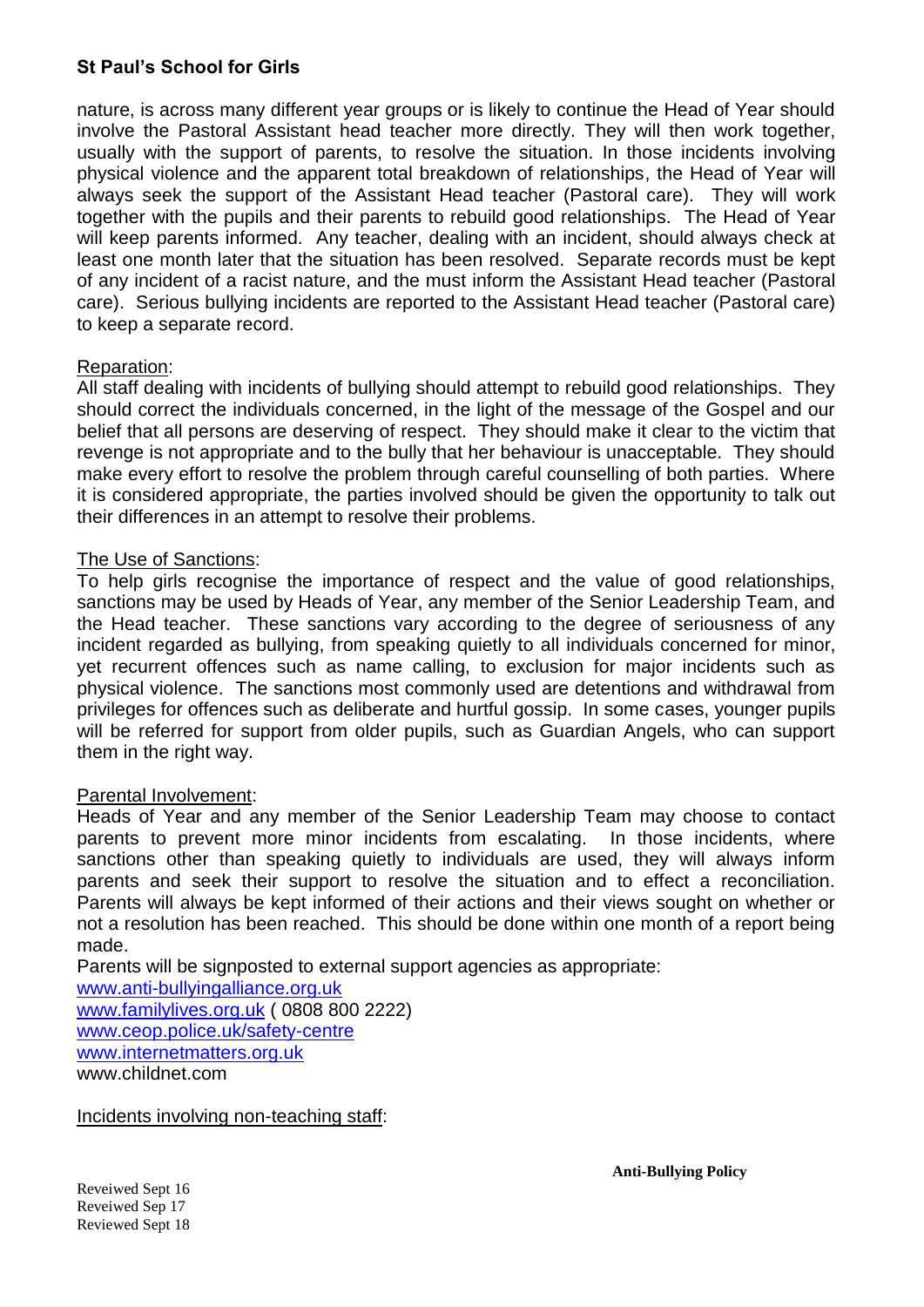nature, is across many different year groups or is likely to continue the Head of Year should involve the Pastoral Assistant head teacher more directly. They will then work together, usually with the support of parents, to resolve the situation. In those incidents involving physical violence and the apparent total breakdown of relationships, the Head of Year will always seek the support of the Assistant Head teacher (Pastoral care). They will work together with the pupils and their parents to rebuild good relationships. The Head of Year will keep parents informed. Any teacher, dealing with an incident, should always check at least one month later that the situation has been resolved. Separate records must be kept of any incident of a racist nature, and the must inform the Assistant Head teacher (Pastoral care). Serious bullying incidents are reported to the Assistant Head teacher (Pastoral care) to keep a separate record.

Reparation:
All staff dealing with incidents of bullying should attempt to rebuild good relationships. They should correct the individuals concerned, in the light of the message of the Gospel and our belief that all persons are deserving of respect. They should make it clear to the victim that revenge is not appropriate and to the bully that her behaviour is unacceptable. They should make every effort to resolve the problem through careful counselling of both parties. Where it is considered appropriate, the parties involved should be given the opportunity to talk out their differences in an attempt to resolve their problems.

The Use of Sanctions:
To help girls recognise the importance of respect and the value of good relationships, sanctions may be used by Heads of Year, any member of the Senior Leadership Team, and the Head teacher. These sanctions vary according to the degree of seriousness of any incident regarded as bullying, from speaking quietly to all individuals concerned for minor, yet recurrent offences such as name calling, to exclusion for major incidents such as physical violence. The sanctions most commonly used are detentions and withdrawal from privileges for offences such as deliberate and hurtful gossip. In some cases, younger pupils will be referred for support from older pupils, such as Guardian Angels, who can support them in the right way.

Parental Involvement:
Heads of Year and any member of the Senior Leadership Team may choose to contact parents to prevent more minor incidents from escalating. In those incidents, where sanctions other than speaking quietly to individuals are used, they will always inform parents and seek their support to resolve the situation and to effect a reconciliation. Parents will always be kept informed of their actions and their views sought on whether or not a resolution has been reached. This should be done within one month of a report being made.

Parents will be signposted to external support agencies as appropriate:
www.anti-bullyingalliance.org.uk
www.familylives.org.uk ( 0808 800 2222)
www.ceop.police.uk/safety-centre
www.internetmatters.org.uk
www.childnet.com

Incidents involving non-teaching staff: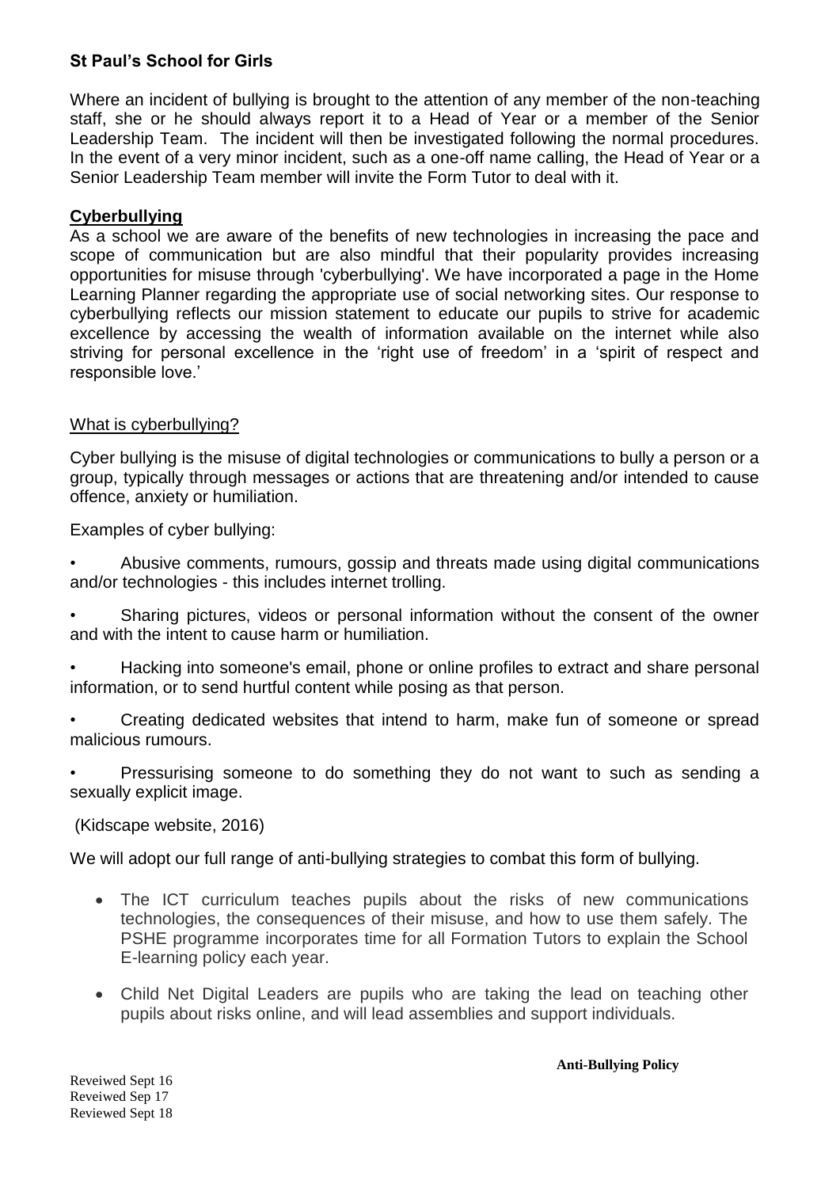**St Paul's School for Girls**

Where an incident of bullying is brought to the attention of any member of the non-teaching staff, she or he should always report it to a Head of Year or a member of the Senior Leadership Team. The incident will then be investigated following the normal procedures. In the event of a very minor incident, such as a one-off name calling, the Head of Year or a Senior Leadership Team member will invite the Form Tutor to deal with it.

## Cyberbullying

As a school we are aware of the benefits of new technologies in increasing the pace and scope of communication but are also mindful that their popularity provides increasing opportunities for misuse through 'cyberbullying'. We have incorporated a page in the Home Learning Planner regarding the appropriate use of social networking sites. Our response to cyberbullying reflects our mission statement to educate our pupils to strive for academic excellence by accessing the wealth of information available on the internet while also striving for personal excellence in the 'right use of freedom' in a 'spirit of respect and responsible love.'

### What is cyberbullying?

Cyber bullying is the misuse of digital technologies or communications to bully a person or a group, typically through messages or actions that are threatening and/or intended to cause offence, anxiety or humiliation.

Examples of cyber bullying:

- Abusive comments, rumours, gossip and threats made using digital communications and/or technologies - this includes internet trolling.
- Sharing pictures, videos or personal information without the consent of the owner and with the intent to cause harm or humiliation.
- Hacking into someone's email, phone or online profiles to extract and share personal information, or to send hurtful content while posing as that person.
- Creating dedicated websites that intend to harm, make fun of someone or spread malicious rumours.
- Pressurising someone to do something they do not want to such as sending a sexually explicit image.

(Kidscape website, 2016)

We will adopt our full range of anti-bullying strategies to combat this form of bullying.

- The ICT curriculum teaches pupils about the risks of new communications technologies, the consequences of their misuse, and how to use them safely. The PSHE programme incorporates time for all Formation Tutors to explain the School E-learning policy each year.
- Child Net Digital Leaders are pupils who are taking the lead on teaching other pupils about risks online, and will lead assemblies and support individuals.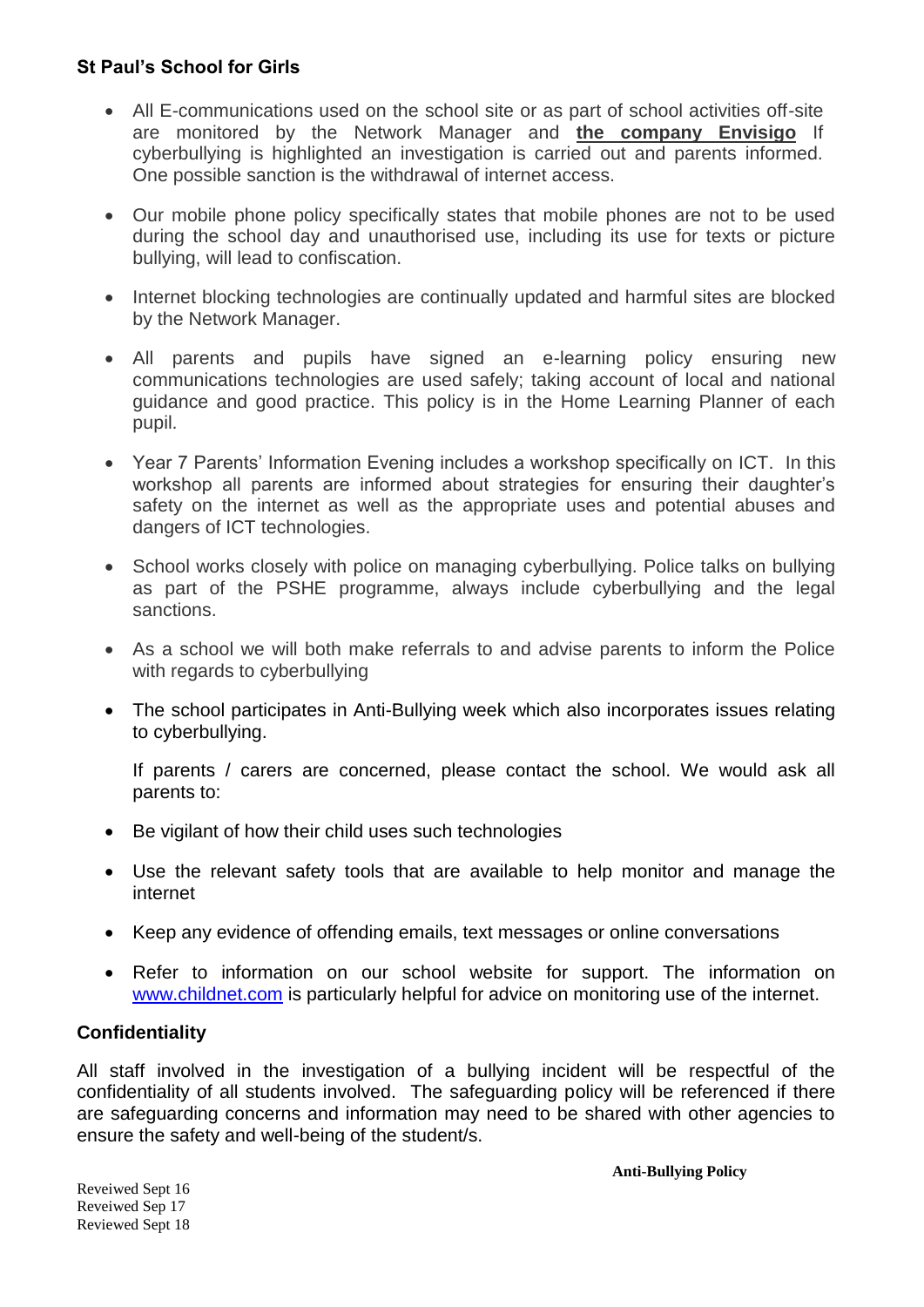**St Paul's School for Girls**

- All E-communications used on the school site or as part of school activities off-site are monitored by the Network Manager and **the company Envisigo** If cyberbullying is highlighted an investigation is carried out and parents informed. One possible sanction is the withdrawal of internet access.
- Our mobile phone policy specifically states that mobile phones are not to be used during the school day and unauthorised use, including its use for texts or picture bullying, will lead to confiscation.
- Internet blocking technologies are continually updated and harmful sites are blocked by the Network Manager.
- All parents and pupils have signed an e-learning policy ensuring new communications technologies are used safely; taking account of local and national guidance and good practice. This policy is in the Home Learning Planner of each pupil.
- Year 7 Parents' Information Evening includes a workshop specifically on ICT. In this workshop all parents are informed about strategies for ensuring their daughter's safety on the internet as well as the appropriate uses and potential abuses and dangers of ICT technologies.
- School works closely with police on managing cyberbullying. Police talks on bullying as part of the PSHE programme, always include cyberbullying and the legal sanctions.
- As a school we will both make referrals to and advise parents to inform the Police with regards to cyberbullying
- The school participates in Anti-Bullying week which also incorporates issues relating to cyberbullying.

  If parents / carers are concerned, please contact the school. We would ask all parents to:

- Be vigilant of how their child uses such technologies
- Use the relevant safety tools that are available to help monitor and manage the internet
- Keep any evidence of offending emails, text messages or online conversations
- Refer to information on our school website for support. The information on [www.childnet.com](www.childnet.com) is particularly helpful for advice on monitoring use of the internet.

**Confidentiality**

All staff involved in the investigation of a bullying incident will be respectful of the confidentiality of all students involved. The safeguarding policy will be referenced if there are safeguarding concerns and information may need to be shared with other agencies to ensure the safety and well-being of the student/s.

**Anti-Bullying Policy**

Reveiwed Sept 16
Reveiwed Sep 17
Reviewed Sept 18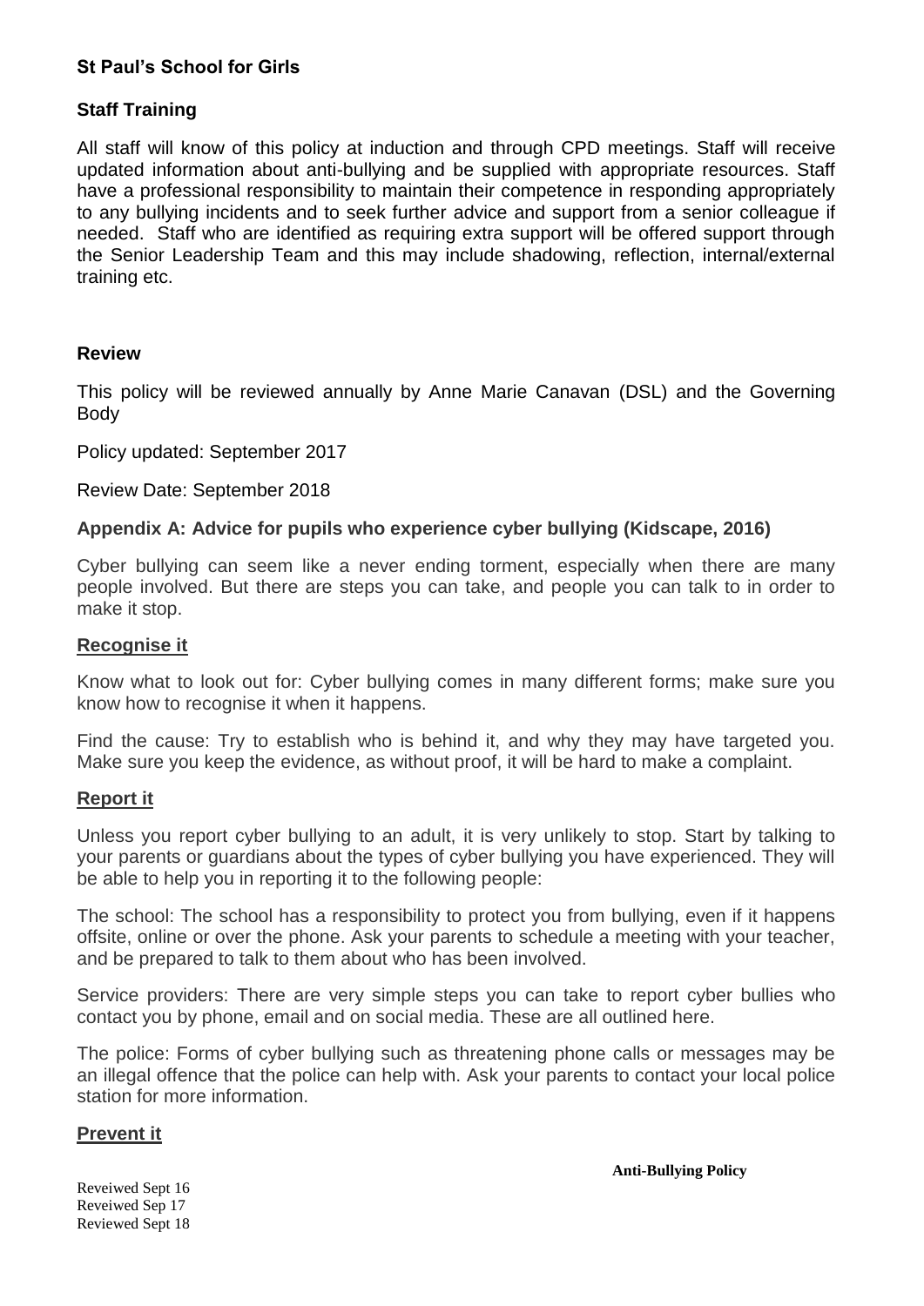**St Paul's School for Girls**

## Staff Training

All staff will know of this policy at induction and through CPD meetings. Staff will receive updated information about anti-bullying and be supplied with appropriate resources. Staff have a professional responsibility to maintain their competence in responding appropriately to any bullying incidents and to seek further advice and support from a senior colleague if needed. Staff who are identified as requiring extra support will be offered support through the Senior Leadership Team and this may include shadowing, reflection, internal/external training etc.

## Review

This policy will be reviewed annually by Anne Marie Canavan (DSL) and the Governing Body

Policy updated: September 2017

Review Date: September 2018

## Appendix A: Advice for pupils who experience cyber bullying (Kidscape, 2016)

Cyber bullying can seem like a never ending torment, especially when there are many people involved. But there are steps you can take, and people you can talk to in order to make it stop.

### Recognise it

Know what to look out for: Cyber bullying comes in many different forms; make sure you know how to recognise it when it happens.

Find the cause: Try to establish who is behind it, and why they may have targeted you. Make sure you keep the evidence, as without proof, it will be hard to make a complaint.

### Report it

Unless you report cyber bullying to an adult, it is very unlikely to stop. Start by talking to your parents or guardians about the types of cyber bullying you have experienced. They will be able to help you in reporting it to the following people:

The school: The school has a responsibility to protect you from bullying, even if it happens offsite, online or over the phone. Ask your parents to schedule a meeting with your teacher, and be prepared to talk to them about who has been involved.

Service providers: There are very simple steps you can take to report cyber bullies who contact you by phone, email and on social media. These are all outlined here.

The police: Forms of cyber bullying such as threatening phone calls or messages may be an illegal offence that the police can help with. Ask your parents to contact your local police station for more information.

### Prevent it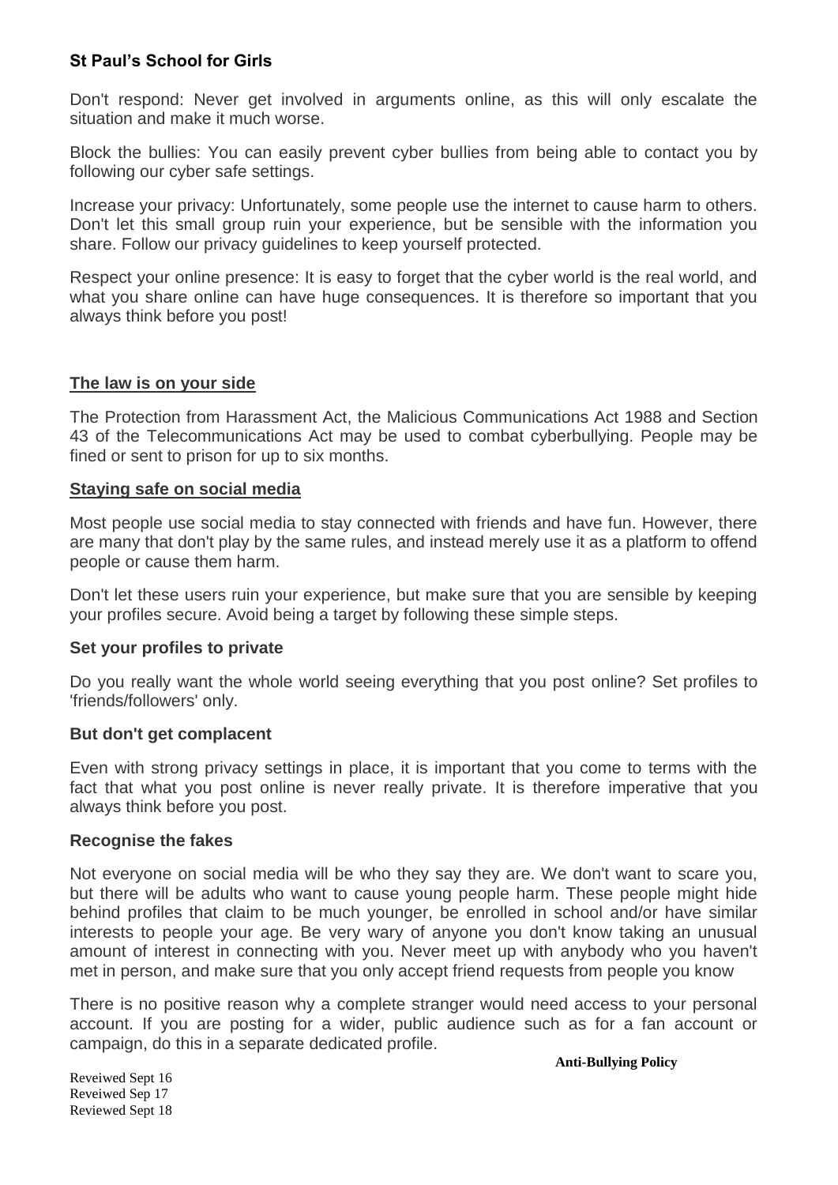Don't respond: Never get involved in arguments online, as this will only escalate the situation and make it much worse.

Block the bullies: You can easily prevent cyber bullies from being able to contact you by following our cyber safe settings.

Increase your privacy: Unfortunately, some people use the internet to cause harm to others. Don't let this small group ruin your experience, but be sensible with the information you share. Follow our privacy guidelines to keep yourself protected.

Respect your online presence: It is easy to forget that the cyber world is the real world, and what you share online can have huge consequences. It is therefore so important that you always think before you post!

## The law is on your side

The Protection from Harassment Act, the Malicious Communications Act 1988 and Section 43 of the Telecommunications Act may be used to combat cyberbullying. People may be fined or sent to prison for up to six months.

## Staying safe on social media

Most people use social media to stay connected with friends and have fun. However, there are many that don't play by the same rules, and instead merely use it as a platform to offend people or cause them harm.

Don't let these users ruin your experience, but make sure that you are sensible by keeping your profiles secure. Avoid being a target by following these simple steps.

### Set your profiles to private

Do you really want the whole world seeing everything that you post online? Set profiles to 'friends/followers' only.

### But don't get complacent

Even with strong privacy settings in place, it is important that you come to terms with the fact that what you post online is never really private. It is therefore imperative that you always think before you post.

### Recognise the fakes

Not everyone on social media will be who they say they are. We don't want to scare you, but there will be adults who want to cause young people harm. These people might hide behind profiles that claim to be much younger, be enrolled in school and/or have similar interests to people your age. Be very wary of anyone you don't know taking an unusual amount of interest in connecting with you. Never meet up with anybody who you haven't met in person, and make sure that you only accept friend requests from people you know

There is no positive reason why a complete stranger would need access to your personal account. If you are posting for a wider, public audience such as for a fan account or campaign, do this in a separate dedicated profile.

Reveiwed Sept 16
Reveiwed Sep 17
Reviewed Sept 18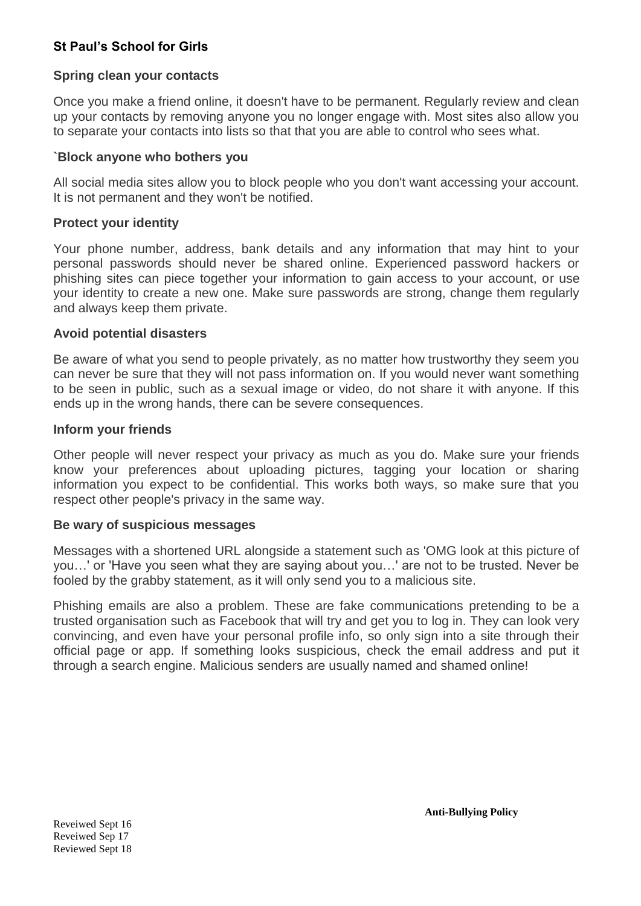**St Paul's School for Girls**

**Spring clean your contacts**

Once you make a friend online, it doesn't have to be permanent. Regularly review and clean up your contacts by removing anyone you no longer engage with. Most sites also allow you to separate your contacts into lists so that that you are able to control who sees what.

**`Block anyone who bothers you**

All social media sites allow you to block people who you don't want accessing your account. It is not permanent and they won't be notified.

**Protect your identity**

Your phone number, address, bank details and any information that may hint to your personal passwords should never be shared online. Experienced password hackers or phishing sites can piece together your information to gain access to your account, or use your identity to create a new one. Make sure passwords are strong, change them regularly and always keep them private.

**Avoid potential disasters**

Be aware of what you send to people privately, as no matter how trustworthy they seem you can never be sure that they will not pass information on. If you would never want something to be seen in public, such as a sexual image or video, do not share it with anyone. If this ends up in the wrong hands, there can be severe consequences.

**Inform your friends**

Other people will never respect your privacy as much as you do. Make sure your friends know your preferences about uploading pictures, tagging your location or sharing information you expect to be confidential. This works both ways, so make sure that you respect other people's privacy in the same way.

**Be wary of suspicious messages**

Messages with a shortened URL alongside a statement such as 'OMG look at this picture of you…' or 'Have you seen what they are saying about you…' are not to be trusted. Never be fooled by the grabby statement, as it will only send you to a malicious site.

Phishing emails are also a problem. These are fake communications pretending to be a trusted organisation such as Facebook that will try and get you to log in. They can look very convincing, and even have your personal profile info, so only sign into a site through their official page or app. If something looks suspicious, check the email address and put it through a search engine. Malicious senders are usually named and shamed online!

**Anti-Bullying Policy**

Reveiwed Sept 16
Reveiwed Sep 17
Reviewed Sept 18